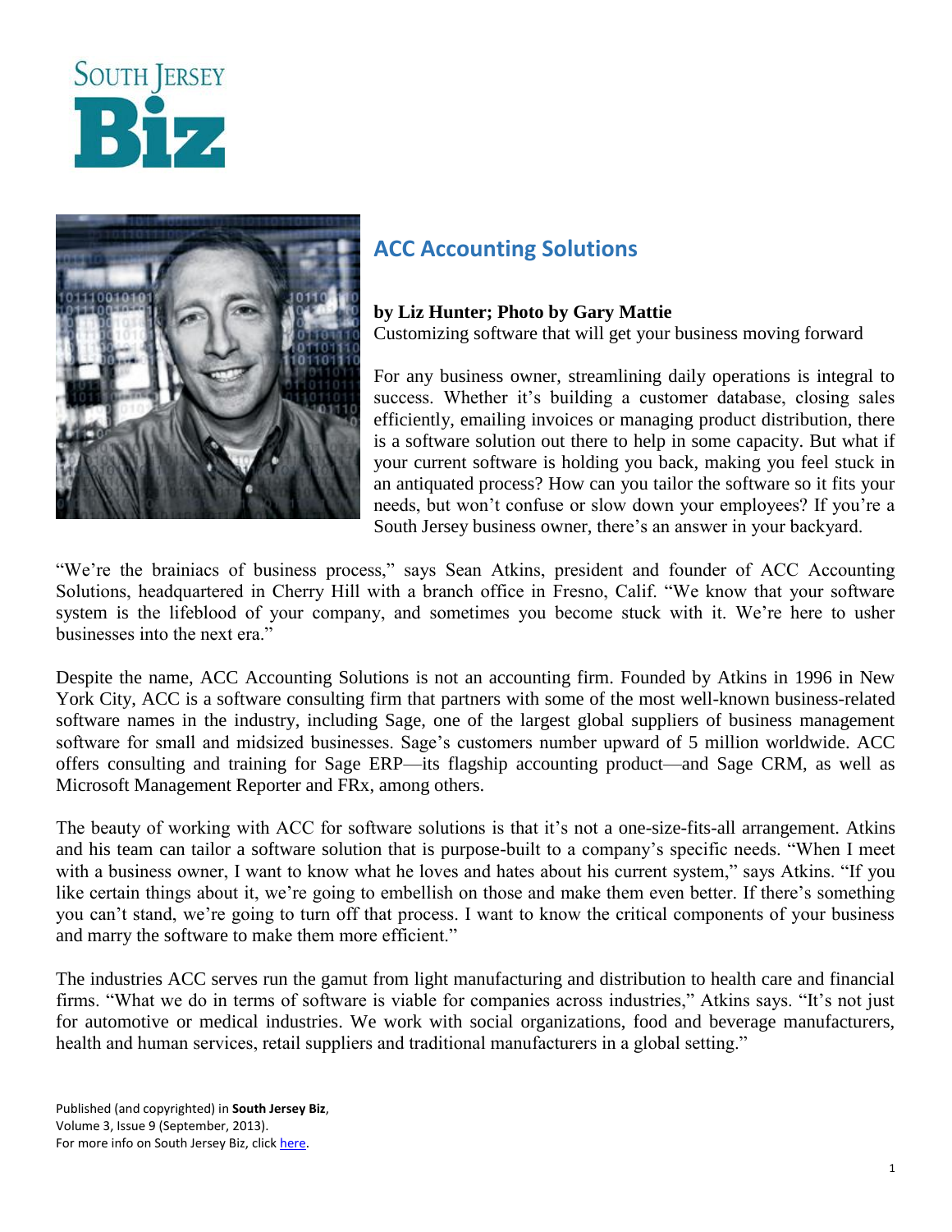South Jersey Biz

# ACC Accounting Solutions

**by Liz Hunter; Photo by Gary Mattie**
Customizing software that will get your business moving forward

For any business owner, streamlining daily operations is integral to success. Whether it's building a customer database, closing sales efficiently, emailing invoices or managing product distribution, there is a software solution out there to help in some capacity. But what if your current software is holding you back, making you feel stuck in an antiquated process? How can you tailor the software so it fits your needs, but won't confuse or slow down your employees? If you're a South Jersey business owner, there's an answer in your backyard.

"We're the brainiacs of business process," says Sean Atkins, president and founder of ACC Accounting Solutions, headquartered in Cherry Hill with a branch office in Fresno, Calif. "We know that your software system is the lifeblood of your company, and sometimes you become stuck with it. We're here to usher businesses into the next era."

Despite the name, ACC Accounting Solutions is not an accounting firm. Founded by Atkins in 1996 in New York City, ACC is a software consulting firm that partners with some of the most well-known business-related software names in the industry, including Sage, one of the largest global suppliers of business management software for small and midsized businesses. Sage's customers number upward of 5 million worldwide. ACC offers consulting and training for Sage ERP—its flagship accounting product—and Sage CRM, as well as Microsoft Management Reporter and FRx, among others.

The beauty of working with ACC for software solutions is that it's not a one-size-fits-all arrangement. Atkins and his team can tailor a software solution that is purpose-built to a company's specific needs. "When I meet with a business owner, I want to know what he loves and hates about his current system," says Atkins. "If you like certain things about it, we're going to embellish on those and make them even better. If there's something you can't stand, we're going to turn off that process. I want to know the critical components of your business and marry the software to make them more efficient."

The industries ACC serves run the gamut from light manufacturing and distribution to health care and financial firms. "What we do in terms of software is viable for companies across industries," Atkins says. "It's not just for automotive or medical industries. We work with social organizations, food and beverage manufacturers, health and human services, retail suppliers and traditional manufacturers in a global setting."

Published (and copyrighted) in **South Jersey Biz**,
Volume 3, Issue 9 (September, 2013).
For more info on South Jersey Biz, click here.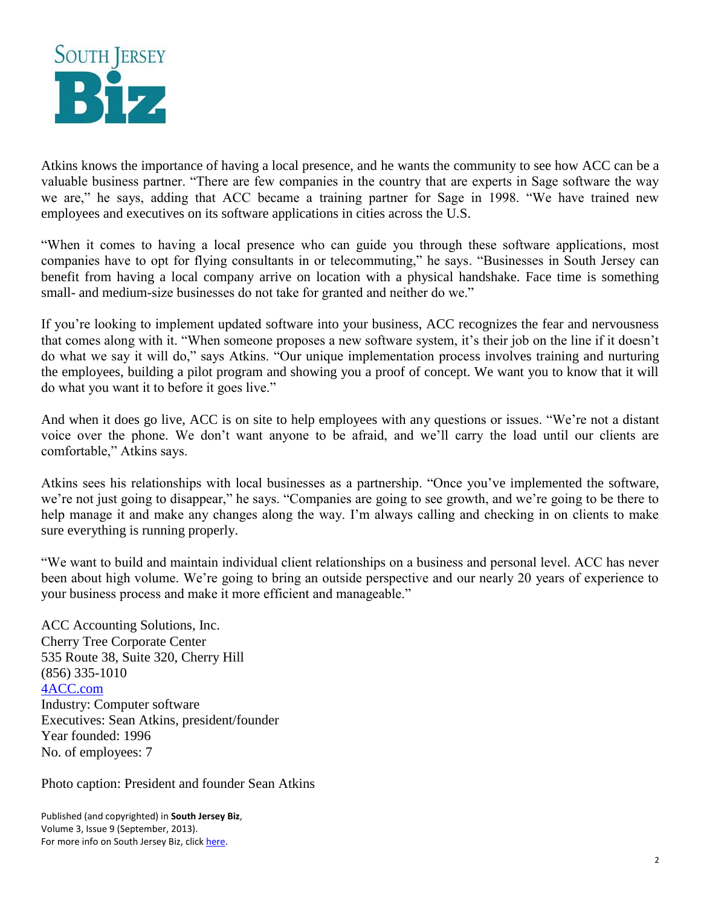Atkins knows the importance of having a local presence, and he wants the community to see how ACC can be a valuable business partner. "There are few companies in the country that are experts in Sage software the way we are," he says, adding that ACC became a training partner for Sage in 1998. "We have trained new employees and executives on its software applications in cities across the U.S.

"When it comes to having a local presence who can guide you through these software applications, most companies have to opt for flying consultants in or telecommuting," he says. "Businesses in South Jersey can benefit from having a local company arrive on location with a physical handshake. Face time is something small- and medium-size businesses do not take for granted and neither do we."

If you're looking to implement updated software into your business, ACC recognizes the fear and nervousness that comes along with it. "When someone proposes a new software system, it's their job on the line if it doesn't do what we say it will do," says Atkins. "Our unique implementation process involves training and nurturing the employees, building a pilot program and showing you a proof of concept. We want you to know that it will do what you want it to before it goes live."

And when it does go live, ACC is on site to help employees with any questions or issues. "We're not a distant voice over the phone. We don't want anyone to be afraid, and we'll carry the load until our clients are comfortable," Atkins says.

Atkins sees his relationships with local businesses as a partnership. "Once you've implemented the software, we're not just going to disappear," he says. "Companies are going to see growth, and we're going to be there to help manage it and make any changes along the way. I'm always calling and checking in on clients to make sure everything is running properly.

"We want to build and maintain individual client relationships on a business and personal level. ACC has never been about high volume. We're going to bring an outside perspective and our nearly 20 years of experience to your business process and make it more efficient and manageable."

ACC Accounting Solutions, Inc.
Cherry Tree Corporate Center
535 Route 38, Suite 320, Cherry Hill
(856) 335-1010
4ACC.com
Industry: Computer software
Executives: Sean Atkins, president/founder
Year founded: 1996
No. of employees: 7

Photo caption: President and founder Sean Atkins

Published (and copyrighted) in **South Jersey Biz**,
Volume 3, Issue 9 (September, 2013).
For more info on South Jersey Biz, click here.